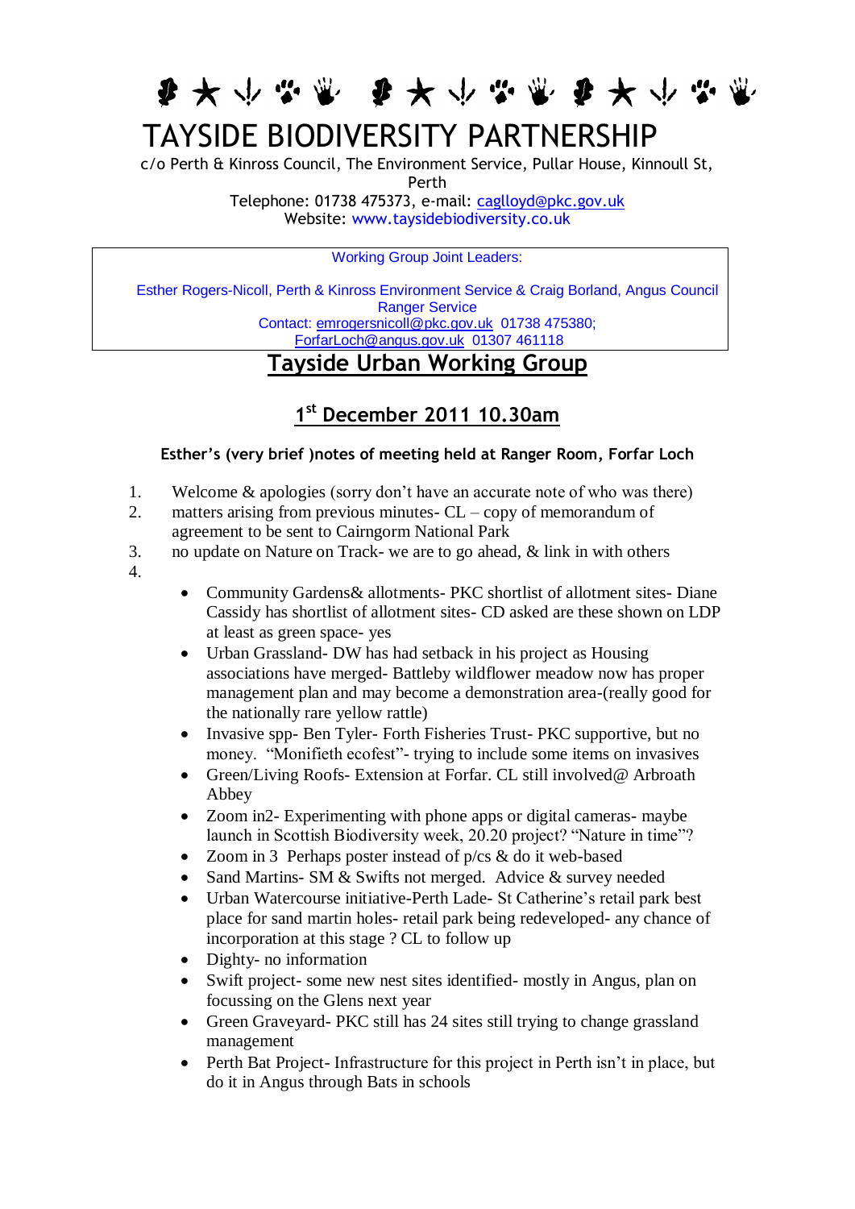# TAYSIDE BIODIVERSITY PARTNERSHIP

c/o Perth & Kinross Council, The Environment Service, Pullar House, Kinnoull St, Perth
Telephone: 01738 475373, e-mail: caglloyd@pkc.gov.uk
Website: www.taysidebiodiversity.co.uk

Working Group Joint Leaders:

Esther Rogers-Nicoll, Perth & Kinross Environment Service & Craig Borland, Angus Council Ranger Service
Contact: emrogersnicoll@pkc.gov.uk 01738 475380; ForfarLoch@angus.gov.uk 01307 461118

## Tayside Urban Working Group

## 1st December 2011 10.30am

**Esther's (very brief )notes of meeting held at Ranger Room, Forfar Loch**

1. Welcome & apologies (sorry don't have an accurate note of who was there)
2. matters arising from previous minutes- CL – copy of memorandum of agreement to be sent to Cairngorm National Park
3. no update on Nature on Track- we are to go ahead, & link in with others
4.
   - Community Gardens& allotments- PKC shortlist of allotment sites- Diane Cassidy has shortlist of allotment sites- CD asked are these shown on LDP at least as green space- yes
   - Urban Grassland- DW has had setback in his project as Housing associations have merged- Battleby wildflower meadow now has proper management plan and may become a demonstration area-(really good for the nationally rare yellow rattle)
   - Invasive spp- Ben Tyler- Forth Fisheries Trust- PKC supportive, but no money. "Monifieth ecofest"- trying to include some items on invasives
   - Green/Living Roofs- Extension at Forfar. CL still involved@ Arbroath Abbey
   - Zoom in2- Experimenting with phone apps or digital cameras- maybe launch in Scottish Biodiversity week, 20.20 project? "Nature in time"?
   - Zoom in 3 Perhaps poster instead of p/cs & do it web-based
   - Sand Martins- SM & Swifts not merged. Advice & survey needed
   - Urban Watercourse initiative-Perth Lade- St Catherine's retail park best place for sand martin holes- retail park being redeveloped- any chance of incorporation at this stage ? CL to follow up
   - Dighty- no information
   - Swift project- some new nest sites identified- mostly in Angus, plan on focussing on the Glens next year
   - Green Graveyard- PKC still has 24 sites still trying to change grassland management
   - Perth Bat Project- Infrastructure for this project in Perth isn't in place, but do it in Angus through Bats in schools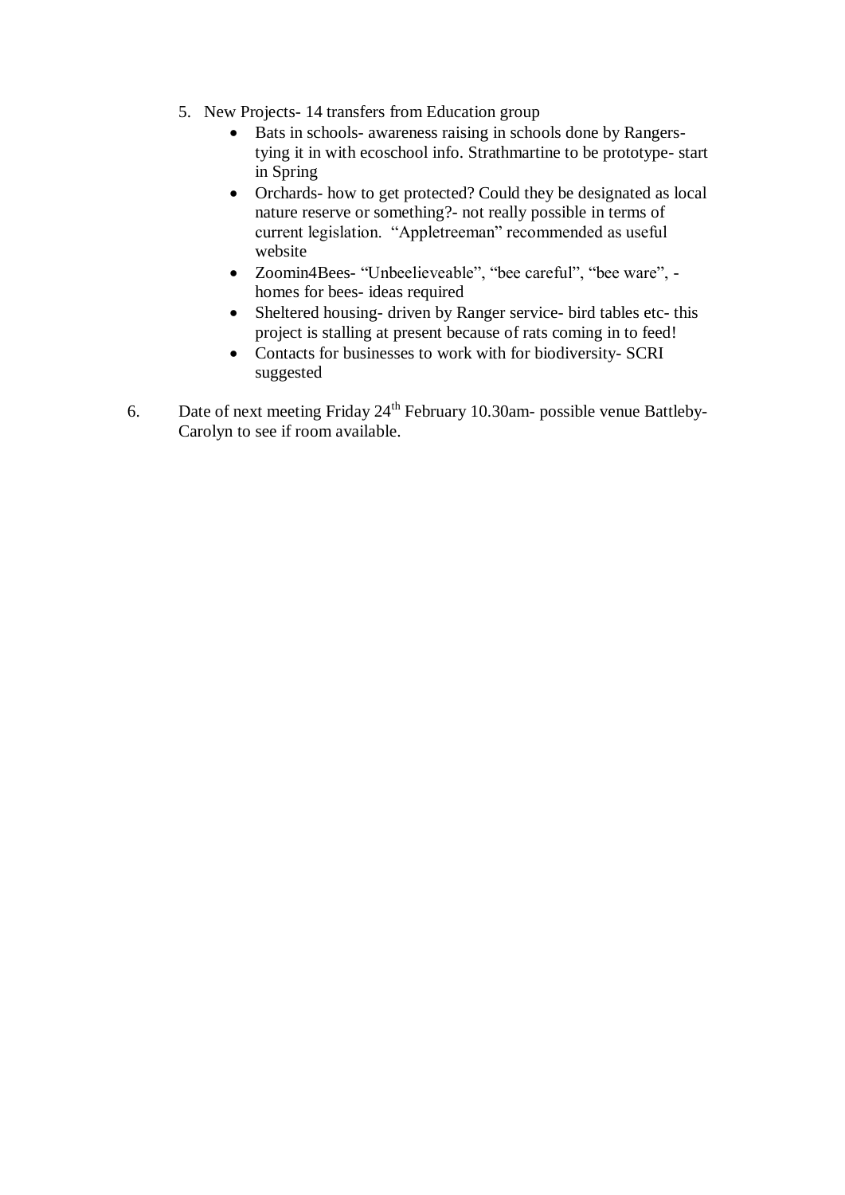5. New Projects- 14 transfers from Education group
    - Bats in schools- awareness raising in schools done by Rangers- tying it in with ecoschool info. Strathmartine to be prototype- start in Spring
    - Orchards- how to get protected? Could they be designated as local nature reserve or something?- not really possible in terms of current legislation. "Appletreeman" recommended as useful website
    - Zoomin4Bees- "Unbeelieveable", "bee careful", "bee ware", -homes for bees- ideas required
    - Sheltered housing- driven by Ranger service- bird tables etc- this project is stalling at present because of rats coming in to feed!
    - Contacts for businesses to work with for biodiversity- SCRI suggested

6. Date of next meeting Friday 24th February 10.30am- possible venue Battleby- Carolyn to see if room available.